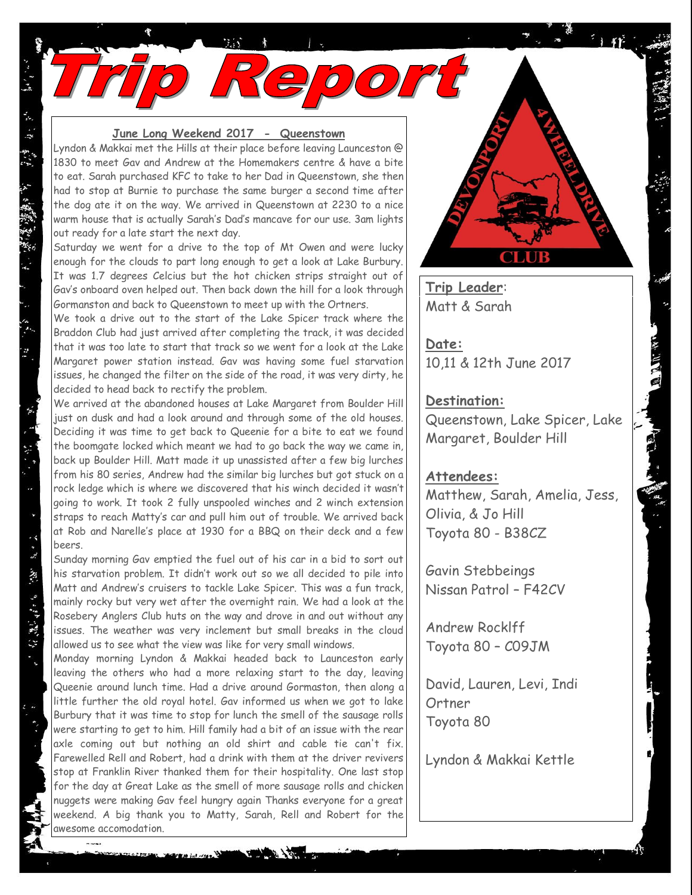# Trip Report

**June Long Weekend 2017 - Queenstown**

Lyndon & Makkai met the Hills at their place before leaving Launceston @ 1830 to meet Gav and Andrew at the Homemakers centre & have a bite to eat. Sarah purchased KFC to take to her Dad in Queenstown, she then had to stop at Burnie to purchase the same burger a second time after the dog ate it on the way. We arrived in Queenstown at 2230 to a nice warm house that is actually Sarah's Dad's mancave for our use. 3am lights out ready for a late start the next day.

Saturday we went for a drive to the top of Mt Owen and were lucky enough for the clouds to part long enough to get a look at Lake Burbury. It was 1.7 degrees Celcius but the hot chicken strips straight out of Gav's onboard oven helped out. Then back down the hill for a look through Gormanston and back to Queenstown to meet up with the Ortners.

We took a drive out to the start of the Lake Spicer track where the Braddon Club had just arrived after completing the track, it was decided that it was too late to start that track so we went for a look at the Lake Margaret power station instead. Gav was having some fuel starvation issues, he changed the filter on the side of the road, it was very dirty, he decided to head back to rectify the problem.

We arrived at the abandoned houses at Lake Margaret from Boulder Hill just on dusk and had a look around and through some of the old houses. Deciding it was time to get back to Queenie for a bite to eat we found the boomgate locked which meant we had to go back the way we came in, back up Boulder Hill. Matt made it up unassisted after a few big lurches from his 80 series, Andrew had the similar big lurches but got stuck on a rock ledge which is where we discovered that his winch decided it wasn't going to work. It took 2 fully unspooled winches and 2 winch extension straps to reach Matty's car and pull him out of trouble. We arrived back at Rob and Narelle's place at 1930 for a BBQ on their deck and a few beers.

Sunday morning Gav emptied the fuel out of his car in a bid to sort out his starvation problem. It didn't work out so we all decided to pile into Matt and Andrew's cruisers to tackle Lake Spicer. This was a fun track, mainly rocky but very wet after the overnight rain. We had a look at the Rosebery Anglers Club huts on the way and drove in and out without any issues. The weather was very inclement but small breaks in the cloud allowed us to see what the view was like for very small windows.

Monday morning Lyndon & Makkai headed back to Launceston early leaving the others who had a more relaxing start to the day, leaving Queenie around lunch time. Had a drive around Gormaston, then along a little further the old royal hotel. Gav informed us when we got to lake Burbury that it was time to stop for lunch the smell of the sausage rolls were starting to get to him. Hill family had a bit of an issue with the rear axle coming out but nothing an old shirt and cable tie can't fix. Farewelled Rell and Robert, had a drink with them at the driver revivers stop at Franklin River thanked them for their hospitality. One last stop for the day at Great Lake as the smell of more sausage rolls and chicken nuggets were making Gav feel hungry again Thanks everyone for a great weekend. A big thank you to Matty, Sarah, Rell and Robert for the awesome accomodation.

DEVONPORT 4 WHEEL DRIVE CLUB

**Trip Leader**:
Matt & Sarah

**Date:**
10,11 & 12th June 2017

**Destination:**
Queenstown, Lake Spicer, Lake Margaret, Boulder Hill

**Attendees:**

Matthew, Sarah, Amelia, Jess, Olivia, & Jo Hill
Toyota 80 - B38CZ

Gavin Stebbeings
Nissan Patrol – F42CV

Andrew Rocklff
Toyota 80 – C09JM

David, Lauren, Levi, Indi Ortner
Toyota 80

Lyndon & Makkai Kettle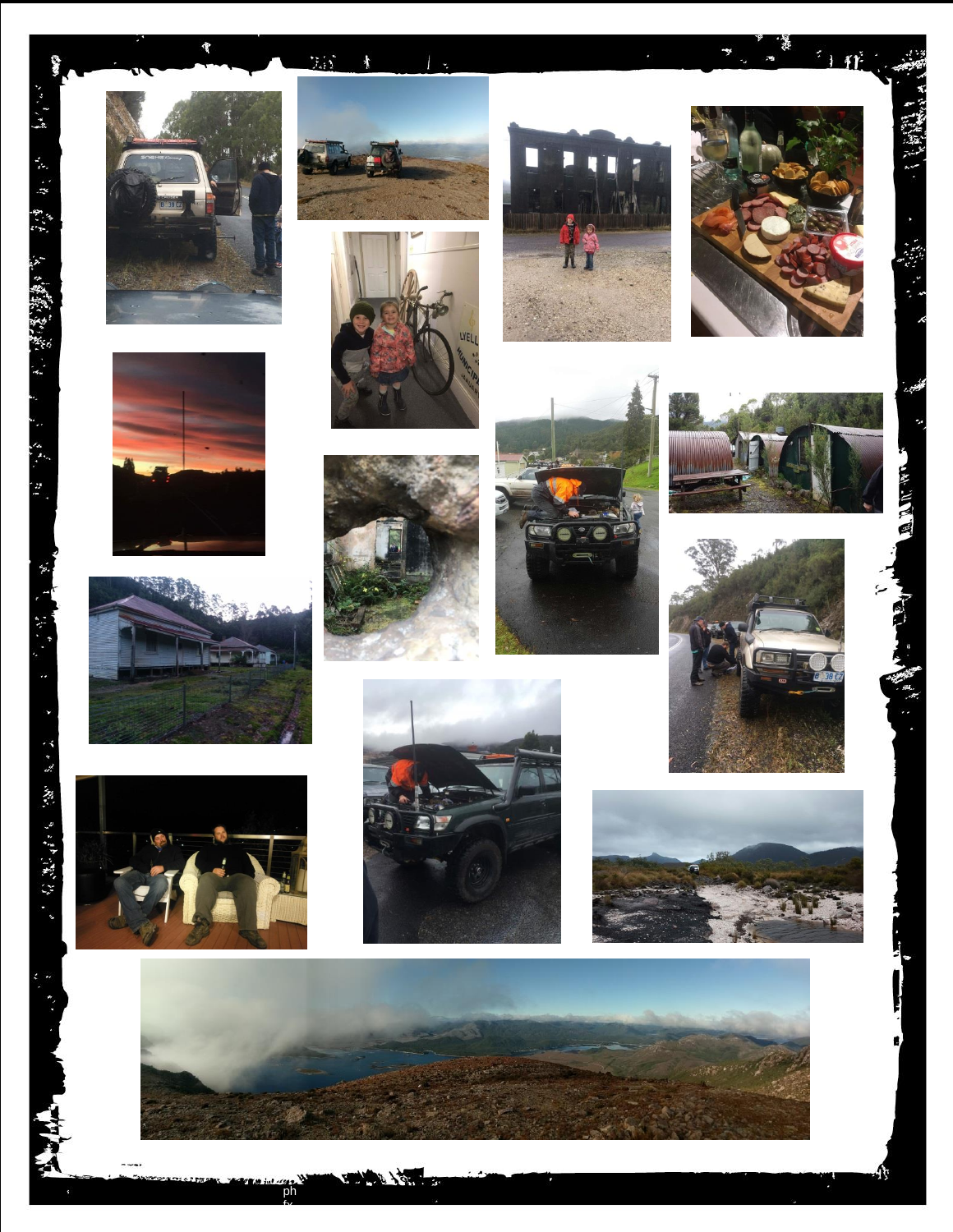ph

fx